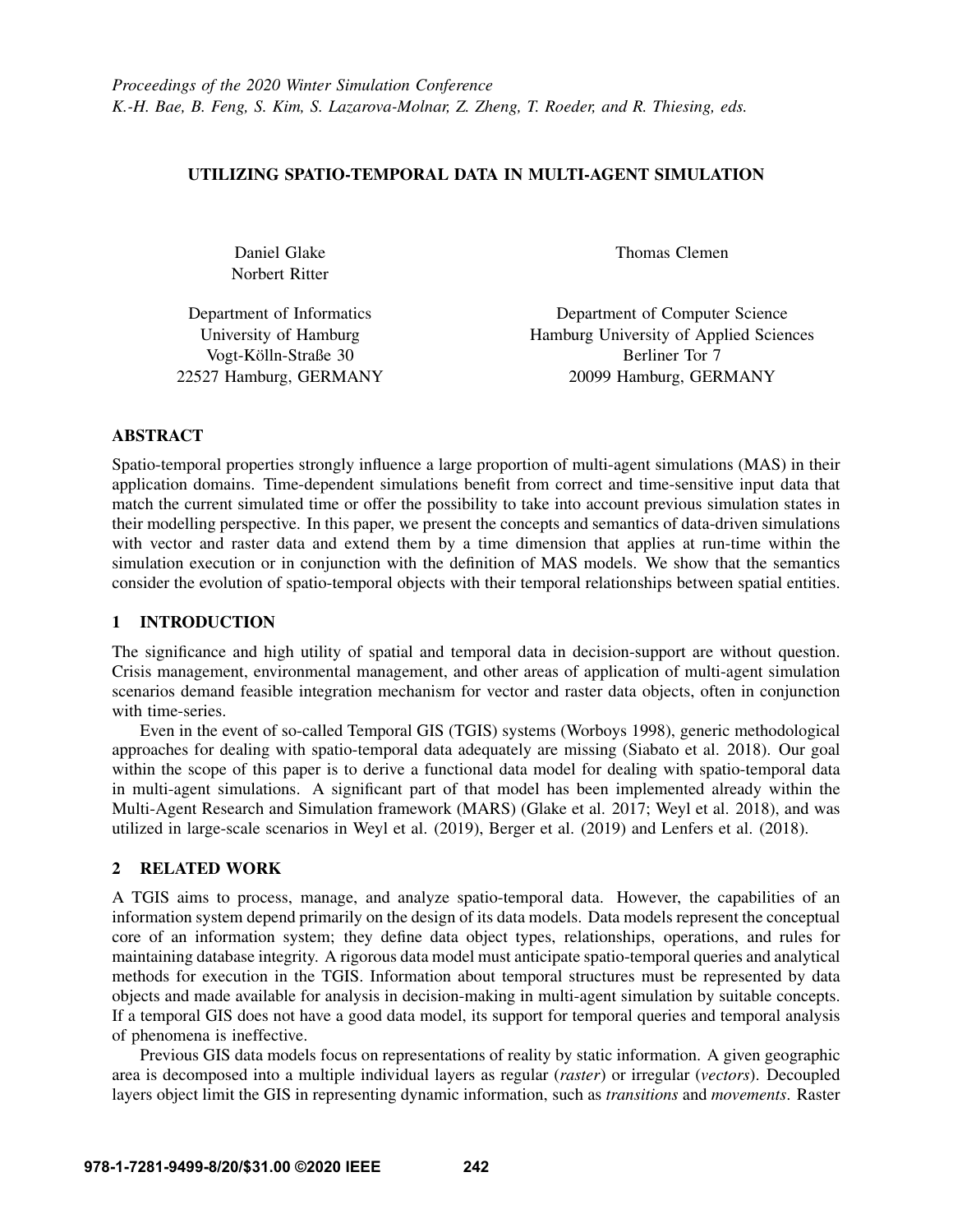Proceedings of the 2020 Winter Simulation Conference
K.-H. Bae, B. Feng, S. Kim, S. Lazarova-Molnar, Z. Zheng, T. Roeder, and R. Thiesing, eds.

# UTILIZING SPATIO-TEMPORAL DATA IN MULTI-AGENT SIMULATION

Daniel Glake
Norbert Ritter

Department of Informatics
University of Hamburg
Vogt-Kölln-Straße 30
22527 Hamburg, GERMANY

Thomas Clemen

Department of Computer Science
Hamburg University of Applied Sciences
Berliner Tor 7
20099 Hamburg, GERMANY

## ABSTRACT

Spatio-temporal properties strongly influence a large proportion of multi-agent simulations (MAS) in their application domains. Time-dependent simulations benefit from correct and time-sensitive input data that match the current simulated time or offer the possibility to take into account previous simulation states in their modelling perspective. In this paper, we present the concepts and semantics of data-driven simulations with vector and raster data and extend them by a time dimension that applies at run-time within the simulation execution or in conjunction with the definition of MAS models. We show that the semantics consider the evolution of spatio-temporal objects with their temporal relationships between spatial entities.

## 1 INTRODUCTION

The significance and high utility of spatial and temporal data in decision-support are without question. Crisis management, environmental management, and other areas of application of multi-agent simulation scenarios demand feasible integration mechanism for vector and raster data objects, often in conjunction with time-series.

Even in the event of so-called Temporal GIS (TGIS) systems (Worboys 1998), generic methodological approaches for dealing with spatio-temporal data adequately are missing (Siabato et al. 2018). Our goal within the scope of this paper is to derive a functional data model for dealing with spatio-temporal data in multi-agent simulations. A significant part of that model has been implemented already within the Multi-Agent Research and Simulation framework (MARS) (Glake et al. 2017; Weyl et al. 2018), and was utilized in large-scale scenarios in Weyl et al. (2019), Berger et al. (2019) and Lenfers et al. (2018).

## 2 RELATED WORK

A TGIS aims to process, manage, and analyze spatio-temporal data. However, the capabilities of an information system depend primarily on the design of its data models. Data models represent the conceptual core of an information system; they define data object types, relationships, operations, and rules for maintaining database integrity. A rigorous data model must anticipate spatio-temporal queries and analytical methods for execution in the TGIS. Information about temporal structures must be represented by data objects and made available for analysis in decision-making in multi-agent simulation by suitable concepts. If a temporal GIS does not have a good data model, its support for temporal queries and temporal analysis of phenomena is ineffective.

Previous GIS data models focus on representations of reality by static information. A given geographic area is decomposed into a multiple individual layers as regular (*raster*) or irregular (*vectors*). Decoupled layers object limit the GIS in representing dynamic information, such as *transitions* and *movements*. Raster

978-1-7281-9499-8/20/$31.00 ©2020 IEEE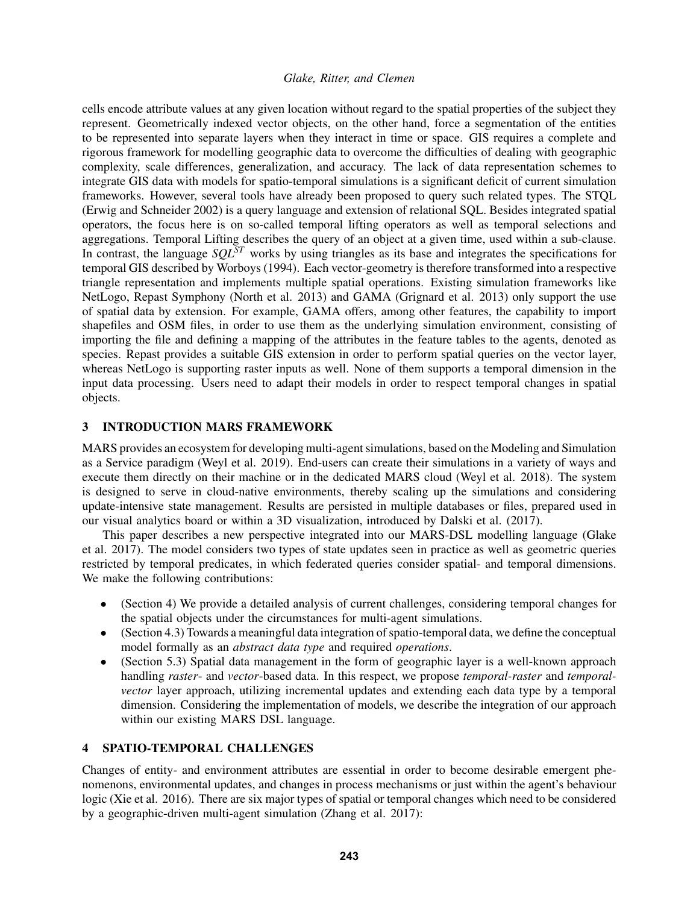cells encode attribute values at any given location without regard to the spatial properties of the subject they represent. Geometrically indexed vector objects, on the other hand, force a segmentation of the entities to be represented into separate layers when they interact in time or space. GIS requires a complete and rigorous framework for modelling geographic data to overcome the difficulties of dealing with geographic complexity, scale differences, generalization, and accuracy. The lack of data representation schemes to integrate GIS data with models for spatio-temporal simulations is a significant deficit of current simulation frameworks. However, several tools have already been proposed to query such related types. The STQL (Erwig and Schneider 2002) is a query language and extension of relational SQL. Besides integrated spatial operators, the focus here is on so-called temporal lifting operators as well as temporal selections and aggregations. Temporal Lifting describes the query of an object at a given time, used within a sub-clause. In contrast, the language $SQL^{ST}$ works by using triangles as its base and integrates the specifications for temporal GIS described by Worboys (1994). Each vector-geometry is therefore transformed into a respective triangle representation and implements multiple spatial operations. Existing simulation frameworks like NetLogo, Repast Symphony (North et al. 2013) and GAMA (Grignard et al. 2013) only support the use of spatial data by extension. For example, GAMA offers, among other features, the capability to import shapefiles and OSM files, in order to use them as the underlying simulation environment, consisting of importing the file and defining a mapping of the attributes in the feature tables to the agents, denoted as species. Repast provides a suitable GIS extension in order to perform spatial queries on the vector layer, whereas NetLogo is supporting raster inputs as well. None of them supports a temporal dimension in the input data processing. Users need to adapt their models in order to respect temporal changes in spatial objects.

## 3 INTRODUCTION MARS FRAMEWORK

MARS provides an ecosystem for developing multi-agent simulations, based on the Modeling and Simulation as a Service paradigm (Weyl et al. 2019). End-users can create their simulations in a variety of ways and execute them directly on their machine or in the dedicated MARS cloud (Weyl et al. 2018). The system is designed to serve in cloud-native environments, thereby scaling up the simulations and considering update-intensive state management. Results are persisted in multiple databases or files, prepared used in our visual analytics board or within a 3D visualization, introduced by Dalski et al. (2017).

This paper describes a new perspective integrated into our MARS-DSL modelling language (Glake et al. 2017). The model considers two types of state updates seen in practice as well as geometric queries restricted by temporal predicates, in which federated queries consider spatial- and temporal dimensions. We make the following contributions:

- (Section 4) We provide a detailed analysis of current challenges, considering temporal changes for the spatial objects under the circumstances for multi-agent simulations.
- (Section 4.3) Towards a meaningful data integration of spatio-temporal data, we define the conceptual model formally as an *abstract data type* and required *operations*.
- (Section 5.3) Spatial data management in the form of geographic layer is a well-known approach handling *raster*- and *vector*-based data. In this respect, we propose *temporal-raster* and *temporal-vector* layer approach, utilizing incremental updates and extending each data type by a temporal dimension. Considering the implementation of models, we describe the integration of our approach within our existing MARS DSL language.

## 4 SPATIO-TEMPORAL CHALLENGES

Changes of entity- and environment attributes are essential in order to become desirable emergent phenomenons, environmental updates, and changes in process mechanisms or just within the agent's behaviour logic (Xie et al. 2016). There are six major types of spatial or temporal changes which need to be considered by a geographic-driven multi-agent simulation (Zhang et al. 2017):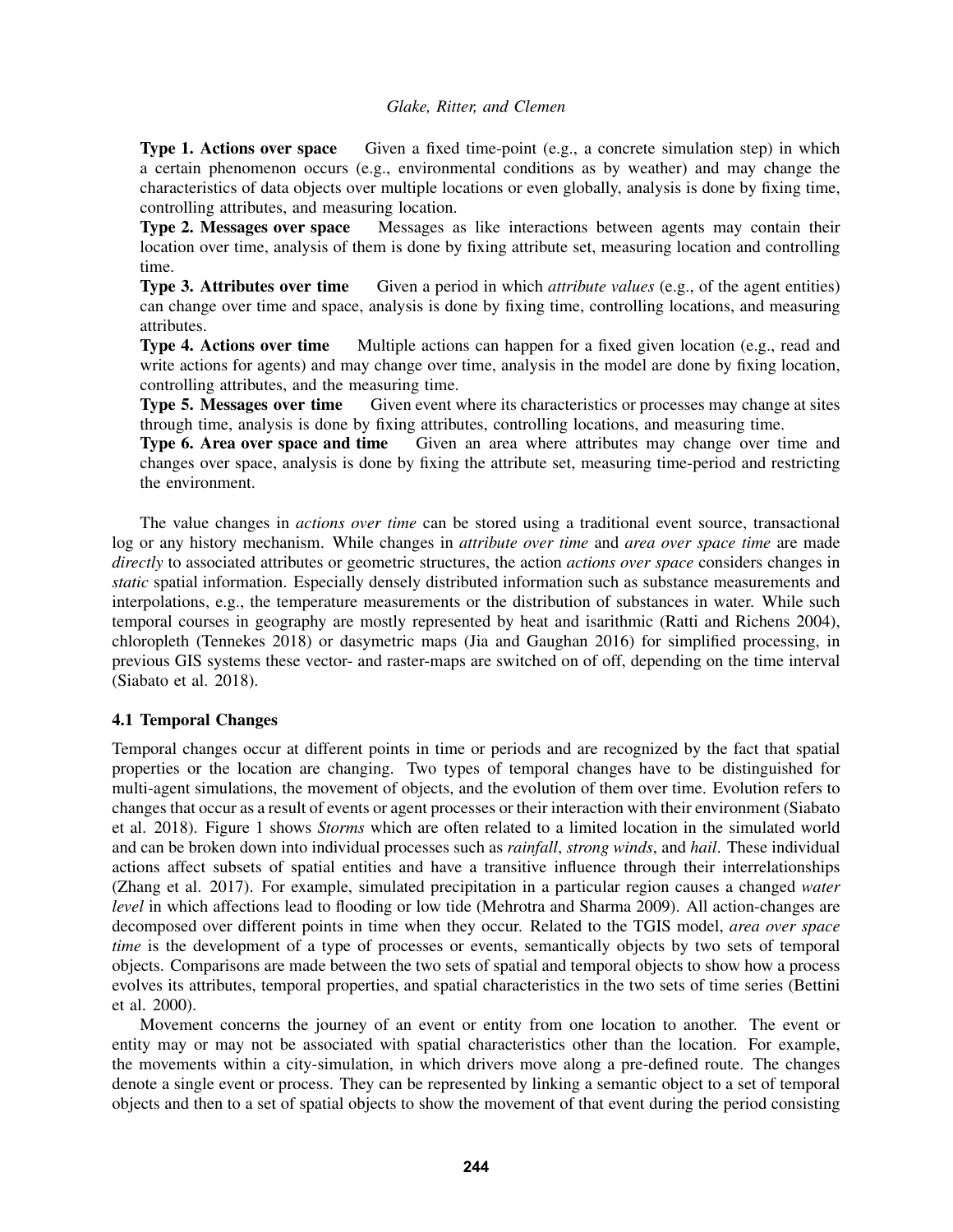**Type 1. Actions over space** Given a fixed time-point (e.g., a concrete simulation step) in which a certain phenomenon occurs (e.g., environmental conditions as by weather) and may change the characteristics of data objects over multiple locations or even globally, analysis is done by fixing time, controlling attributes, and measuring location.

**Type 2. Messages over space** Messages as like interactions between agents may contain their location over time, analysis of them is done by fixing attribute set, measuring location and controlling time.

**Type 3. Attributes over time** Given a period in which *attribute values* (e.g., of the agent entities) can change over time and space, analysis is done by fixing time, controlling locations, and measuring attributes.

**Type 4. Actions over time** Multiple actions can happen for a fixed given location (e.g., read and write actions for agents) and may change over time, analysis in the model are done by fixing location, controlling attributes, and the measuring time.

**Type 5. Messages over time** Given event where its characteristics or processes may change at sites through time, analysis is done by fixing attributes, controlling locations, and measuring time.

**Type 6. Area over space and time** Given an area where attributes may change over time and changes over space, analysis is done by fixing the attribute set, measuring time-period and restricting the environment.

The value changes in *actions over time* can be stored using a traditional event source, transactional log or any history mechanism. While changes in *attribute over time* and *area over space time* are made *directly* to associated attributes or geometric structures, the action *actions over space* considers changes in *static* spatial information. Especially densely distributed information such as substance measurements and interpolations, e.g., the temperature measurements or the distribution of substances in water. While such temporal courses in geography are mostly represented by heat and isarithmic (Ratti and Richens 2004), chloropleth (Tennekes 2018) or dasymetric maps (Jia and Gaughan 2016) for simplified processing, in previous GIS systems these vector- and raster-maps are switched on of off, depending on the time interval (Siabato et al. 2018).

### 4.1 Temporal Changes

Temporal changes occur at different points in time or periods and are recognized by the fact that spatial properties or the location are changing. Two types of temporal changes have to be distinguished for multi-agent simulations, the movement of objects, and the evolution of them over time. Evolution refers to changes that occur as a result of events or agent processes or their interaction with their environment (Siabato et al. 2018). Figure 1 shows *Storms* which are often related to a limited location in the simulated world and can be broken down into individual processes such as *rainfall*, *strong winds*, and *hail*. These individual actions affect subsets of spatial entities and have a transitive influence through their interrelationships (Zhang et al. 2017). For example, simulated precipitation in a particular region causes a changed *water level* in which affections lead to flooding or low tide (Mehrotra and Sharma 2009). All action-changes are decomposed over different points in time when they occur. Related to the TGIS model, *area over space time* is the development of a type of processes or events, semantically objects by two sets of temporal objects. Comparisons are made between the two sets of spatial and temporal objects to show how a process evolves its attributes, temporal properties, and spatial characteristics in the two sets of time series (Bettini et al. 2000).

Movement concerns the journey of an event or entity from one location to another. The event or entity may or may not be associated with spatial characteristics other than the location. For example, the movements within a city-simulation, in which drivers move along a pre-defined route. The changes denote a single event or process. They can be represented by linking a semantic object to a set of temporal objects and then to a set of spatial objects to show the movement of that event during the period consisting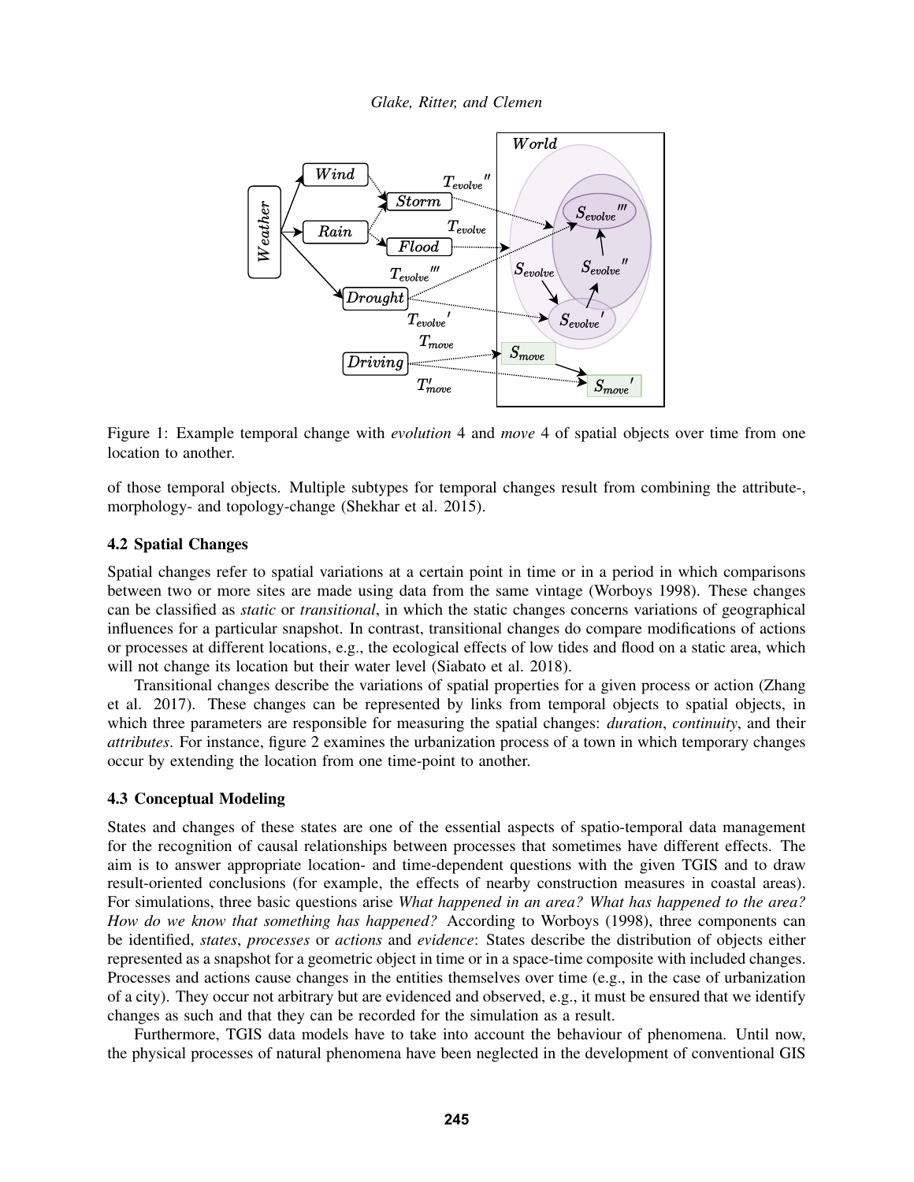Figure 1: Example temporal change with *evolution* 4 and *move* 4 of spatial objects over time from one location to another.

of those temporal objects. Multiple subtypes for temporal changes result from combining the attribute-, morphology- and topology-change (Shekhar et al. 2015).

### 4.2 Spatial Changes

Spatial changes refer to spatial variations at a certain point in time or in a period in which comparisons between two or more sites are made using data from the same vintage (Worboys 1998). These changes can be classified as *static* or *transitional*, in which the static changes concerns variations of geographical influences for a particular snapshot. In contrast, transitional changes do compare modifications of actions or processes at different locations, e.g., the ecological effects of low tides and flood on a static area, which will not change its location but their water level (Siabato et al. 2018).

Transitional changes describe the variations of spatial properties for a given process or action (Zhang et al. 2017). These changes can be represented by links from temporal objects to spatial objects, in which three parameters are responsible for measuring the spatial changes: *duration*, *continuity*, and their *attributes*. For instance, figure 2 examines the urbanization process of a town in which temporary changes occur by extending the location from one time-point to another.

### 4.3 Conceptual Modeling

States and changes of these states are one of the essential aspects of spatio-temporal data management for the recognition of causal relationships between processes that sometimes have different effects. The aim is to answer appropriate location- and time-dependent questions with the given TGIS and to draw result-oriented conclusions (for example, the effects of nearby construction measures in coastal areas). For simulations, three basic questions arise *What happened in an area? What has happened to the area? How do we know that something has happened?* According to Worboys (1998), three components can be identified, *states*, *processes* or *actions* and *evidence*: States describe the distribution of objects either represented as a snapshot for a geometric object in time or in a space-time composite with included changes. Processes and actions cause changes in the entities themselves over time (e.g., in the case of urbanization of a city). They occur not arbitrary but are evidenced and observed, e.g., it must be ensured that we identify changes as such and that they can be recorded for the simulation as a result.

Furthermore, TGIS data models have to take into account the behaviour of phenomena. Until now, the physical processes of natural phenomena have been neglected in the development of conventional GIS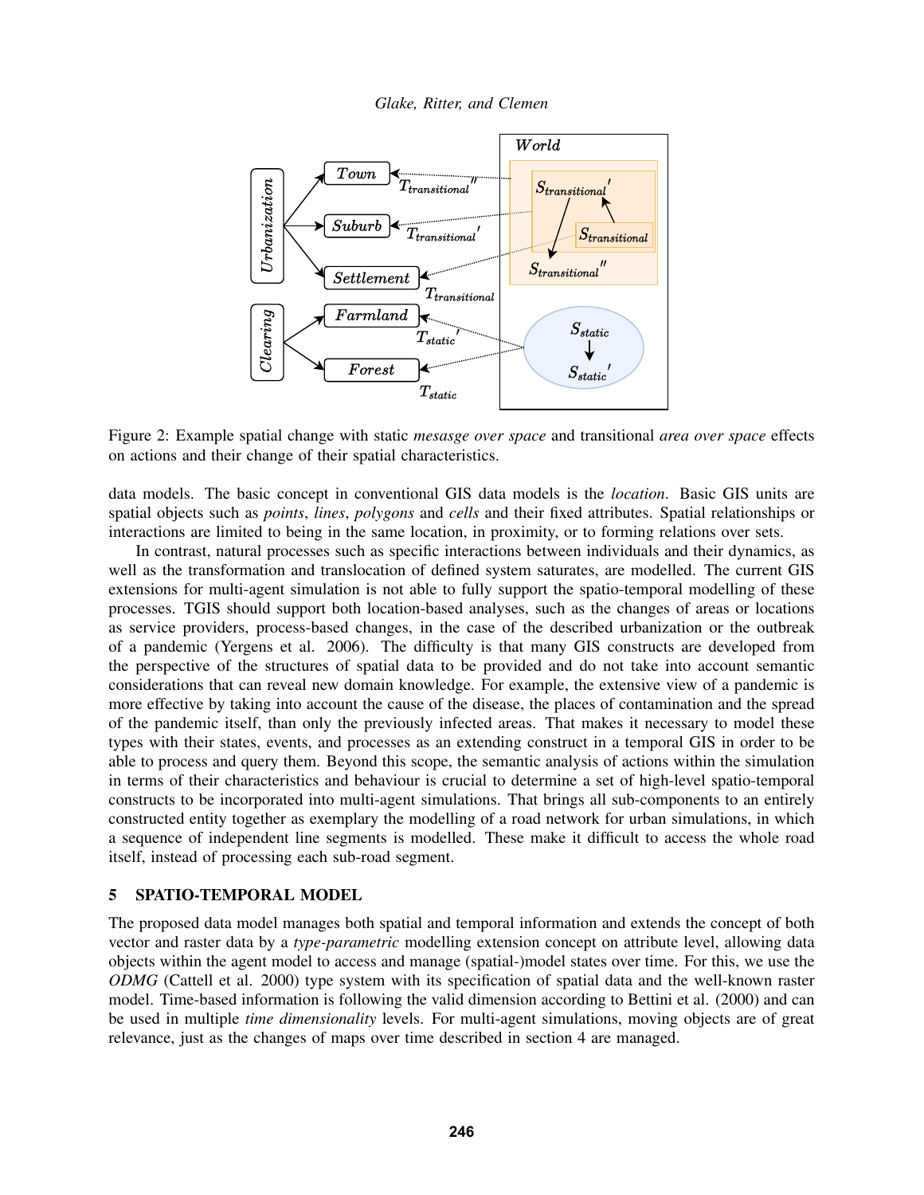Urbanization

Town

Suburb

Settlement

Clearing

Farmland

Forest

$T_{transitional}''$

$T_{transitional}'$

$T_{transitional}$

$T_{static}'$

$T_{static}$

World

$S_{transitional}'$

$S_{transitional}$

$S_{transitional}''$

$S_{static}$

$S_{static}'$

Figure 2: Example spatial change with static *mesasge over space* and transitional *area over space* effects on actions and their change of their spatial characteristics.

data models. The basic concept in conventional GIS data models is the *location*. Basic GIS units are spatial objects such as *points*, *lines*, *polygons* and *cells* and their fixed attributes. Spatial relationships or interactions are limited to being in the same location, in proximity, or to forming relations over sets.

In contrast, natural processes such as specific interactions between individuals and their dynamics, as well as the transformation and translocation of defined system saturates, are modelled. The current GIS extensions for multi-agent simulation is not able to fully support the spatio-temporal modelling of these processes. TGIS should support both location-based analyses, such as the changes of areas or locations as service providers, process-based changes, in the case of the described urbanization or the outbreak of a pandemic (Yergens et al. 2006). The difficulty is that many GIS constructs are developed from the perspective of the structures of spatial data to be provided and do not take into account semantic considerations that can reveal new domain knowledge. For example, the extensive view of a pandemic is more effective by taking into account the cause of the disease, the places of contamination and the spread of the pandemic itself, than only the previously infected areas. That makes it necessary to model these types with their states, events, and processes as an extending construct in a temporal GIS in order to be able to process and query them. Beyond this scope, the semantic analysis of actions within the simulation in terms of their characteristics and behaviour is crucial to determine a set of high-level spatio-temporal constructs to be incorporated into multi-agent simulations. That brings all sub-components to an entirely constructed entity together as exemplary the modelling of a road network for urban simulations, in which a sequence of independent line segments is modelled. These make it difficult to access the whole road itself, instead of processing each sub-road segment.

## 5 SPATIO-TEMPORAL MODEL

The proposed data model manages both spatial and temporal information and extends the concept of both vector and raster data by a *type-parametric* modelling extension concept on attribute level, allowing data objects within the agent model to access and manage (spatial-)model states over time. For this, we use the *ODMG* (Cattell et al. 2000) type system with its specification of spatial data and the well-known raster model. Time-based information is following the valid dimension according to Bettini et al. (2000) and can be used in multiple *time dimensionality* levels. For multi-agent simulations, moving objects are of great relevance, just as the changes of maps over time described in section 4 are managed.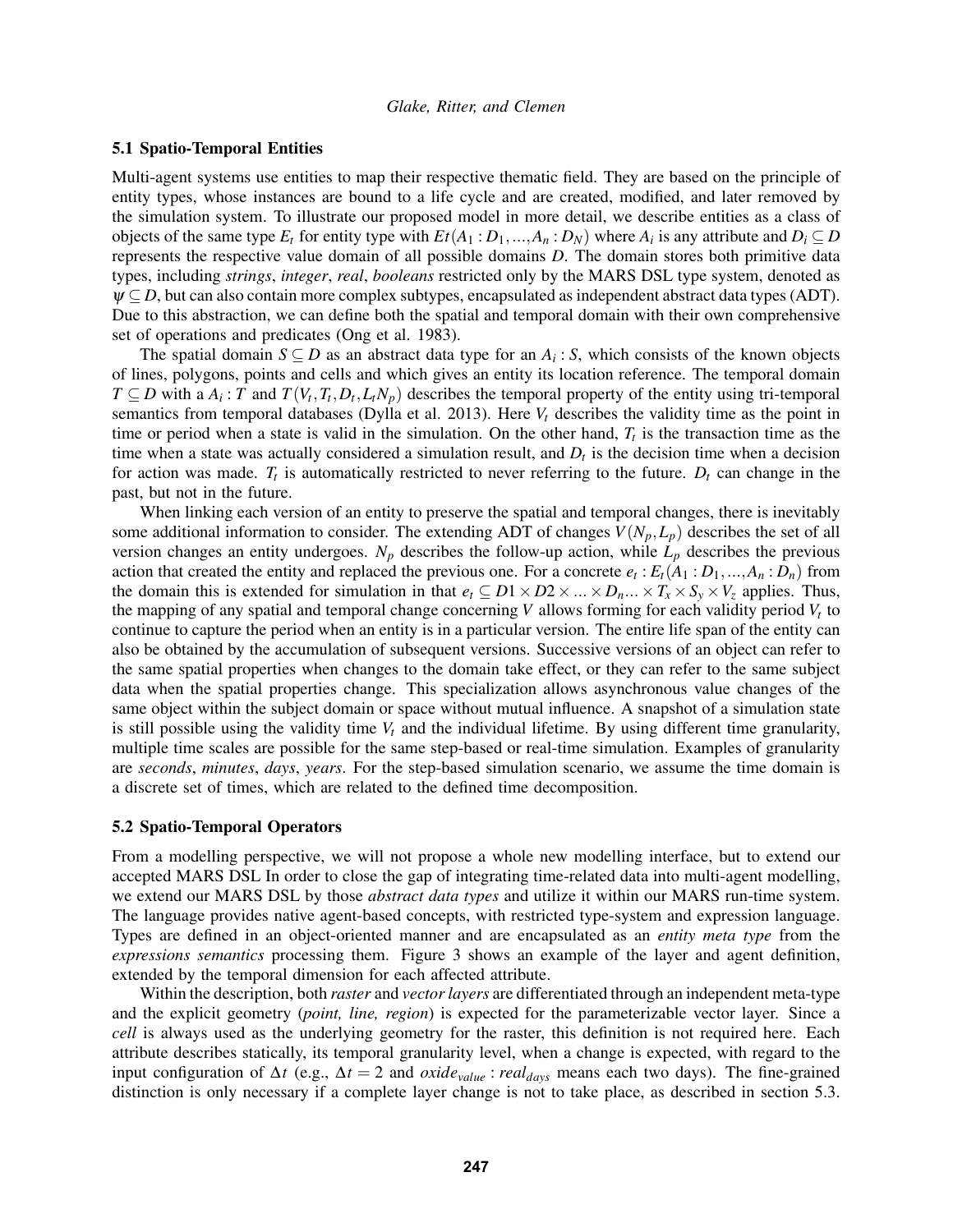### 5.1 Spatio-Temporal Entities

Multi-agent systems use entities to map their respective thematic field. They are based on the principle of entity types, whose instances are bound to a life cycle and are created, modified, and later removed by the simulation system. To illustrate our proposed model in more detail, we describe entities as a class of objects of the same type $E_t$ for entity type with $Et(A_1 : D_1, ..., A_n : D_N)$ where $A_i$ is any attribute and $D_i \subseteq D$ represents the respective value domain of all possible domains $D$. The domain stores both primitive data types, including *strings*, *integer*, *real*, *booleans* restricted only by the MARS DSL type system, denoted as $\psi \subseteq D$, but can also contain more complex subtypes, encapsulated as independent abstract data types (ADT). Due to this abstraction, we can define both the spatial and temporal domain with their own comprehensive set of operations and predicates (Ong et al. 1983).

The spatial domain $S \subseteq D$ as an abstract data type for an $A_i : S$, which consists of the known objects of lines, polygons, points and cells and which gives an entity its location reference. The temporal domain $T \subseteq D$ with a $A_i : T$ and $T(V_t, T_t, D_t, L_t N_p)$ describes the temporal property of the entity using tri-temporal semantics from temporal databases (Dylla et al. 2013). Here $V_t$ describes the validity time as the point in time or period when a state is valid in the simulation. On the other hand, $T_t$ is the transaction time as the time when a state was actually considered a simulation result, and $D_t$ is the decision time when a decision for action was made. $T_t$ is automatically restricted to never referring to the future. $D_t$ can change in the past, but not in the future.

When linking each version of an entity to preserve the spatial and temporal changes, there is inevitably some additional information to consider. The extending ADT of changes $V(N_p, L_p)$ describes the set of all version changes an entity undergoes. $N_p$ describes the follow-up action, while $L_p$ describes the previous action that created the entity and replaced the previous one. For a concrete $e_t : E_t(A_1 : D_1, ..., A_n : D_n)$ from the domain this is extended for simulation in that $e_t \subseteq D1 \times D2 \times ... \times D_n ... \times T_x \times S_y \times V_z$ applies. Thus, the mapping of any spatial and temporal change concerning $V$ allows forming for each validity period $V_t$ to continue to capture the period when an entity is in a particular version. The entire life span of the entity can also be obtained by the accumulation of subsequent versions. Successive versions of an object can refer to the same spatial properties when changes to the domain take effect, or they can refer to the same subject data when the spatial properties change. This specialization allows asynchronous value changes of the same object within the subject domain or space without mutual influence. A snapshot of a simulation state is still possible using the validity time $V_t$ and the individual lifetime. By using different time granularity, multiple time scales are possible for the same step-based or real-time simulation. Examples of granularity are *seconds*, *minutes*, *days*, *years*. For the step-based simulation scenario, we assume the time domain is a discrete set of times, which are related to the defined time decomposition.

### 5.2 Spatio-Temporal Operators

From a modelling perspective, we will not propose a whole new modelling interface, but to extend our accepted MARS DSL In order to close the gap of integrating time-related data into multi-agent modelling, we extend our MARS DSL by those *abstract data types* and utilize it within our MARS run-time system. The language provides native agent-based concepts, with restricted type-system and expression language. Types are defined in an object-oriented manner and are encapsulated as an *entity meta type* from the *expressions semantics* processing them. Figure 3 shows an example of the layer and agent definition, extended by the temporal dimension for each affected attribute.

Within the description, both *raster* and *vector layers* are differentiated through an independent meta-type and the explicit geometry (*point, line, region*) is expected for the parameterizable vector layer. Since a *cell* is always used as the underlying geometry for the raster, this definition is not required here. Each attribute describes statically, its temporal granularity level, when a change is expected, with regard to the input configuration of $\Delta t$ (e.g., $\Delta t = 2$ and $oxide_{value} : real_{days}$ means each two days). The fine-grained distinction is only necessary if a complete layer change is not to take place, as described in section 5.3.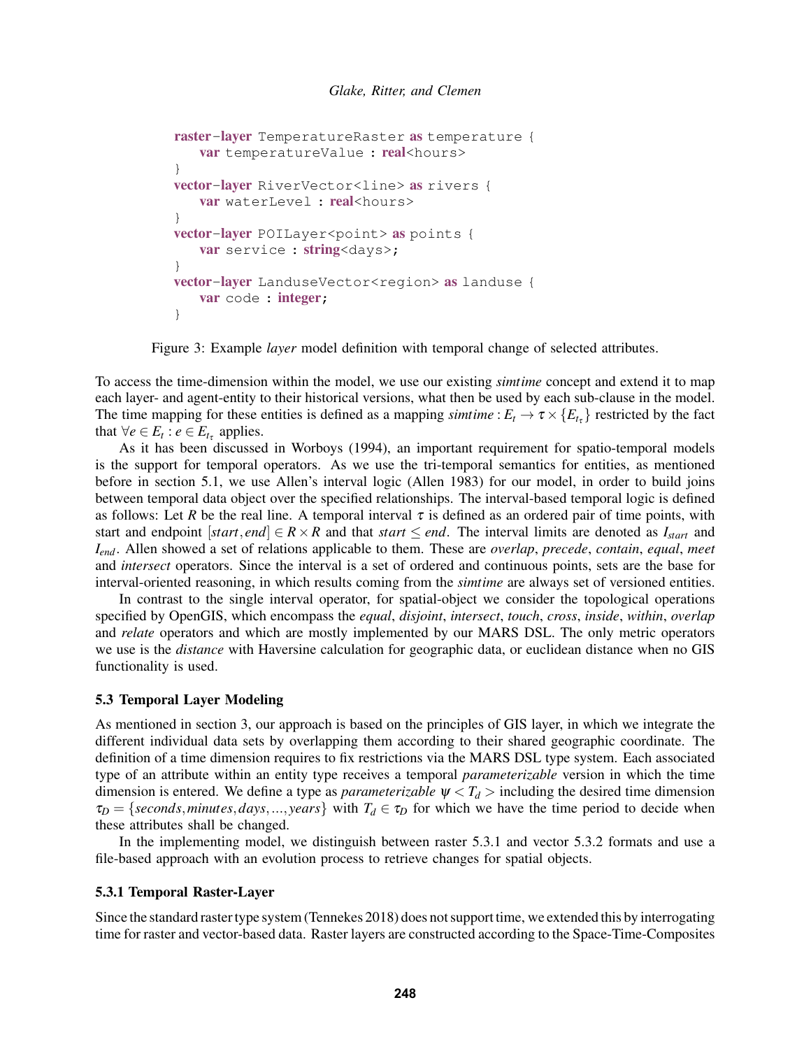```
raster-layer TemperatureRaster as temperature {
    var temperatureValue : real<hours>
}
vector-layer RiverVector<line> as rivers {
    var waterLevel : real<hours>
}
vector-layer POILayer<point> as points {
    var service : string<days>;
}
vector-layer LanduseVector<region> as landuse {
    var code : integer;
}
```

Figure 3: Example *layer* model definition with temporal change of selected attributes.

To access the time-dimension within the model, we use our existing *simtime* concept and extend it to map each layer- and agent-entity to their historical versions, what then be used by each sub-clause in the model. The time mapping for these entities is defined as a mapping $simtime : E_t \rightarrow \tau \times \{E_{t_\tau}\}$ restricted by the fact that $\forall e \in E_t : e \in E_{t_\tau}$ applies.

As it has been discussed in Worboys (1994), an important requirement for spatio-temporal models is the support for temporal operators. As we use the tri-temporal semantics for entities, as mentioned before in section 5.1, we use Allen's interval logic (Allen 1983) for our model, in order to build joins between temporal data object over the specified relationships. The interval-based temporal logic is defined as follows: Let $R$ be the real line. A temporal interval $\tau$ is defined as an ordered pair of time points, with start and endpoint $[start, end] \in R \times R$ and that $start \leq end$. The interval limits are denoted as $I_{start}$ and $I_{end}$. Allen showed a set of relations applicable to them. These are *overlap*, *precede*, *contain*, *equal*, *meet* and *intersect* operators. Since the interval is a set of ordered and continuous points, sets are the base for interval-oriented reasoning, in which results coming from the *simtime* are always set of versioned entities.

In contrast to the single interval operator, for spatial-object we consider the topological operations specified by OpenGIS, which encompass the *equal*, *disjoint*, *intersect*, *touch*, *cross*, *inside*, *within*, *overlap* and *relate* operators and which are mostly implemented by our MARS DSL. The only metric operators we use is the *distance* with Haversine calculation for geographic data, or euclidean distance when no GIS functionality is used.

### 5.3 Temporal Layer Modeling

As mentioned in section 3, our approach is based on the principles of GIS layer, in which we integrate the different individual data sets by overlapping them according to their shared geographic coordinate. The definition of a time dimension requires to fix restrictions via the MARS DSL type system. Each associated type of an attribute within an entity type receives a temporal *parameterizable* version in which the time dimension is entered. We define a type as *parameterizable* $\psi < T_d >$ including the desired time dimension $\tau_D = \{seconds, minutes, days, ..., years\}$ with $T_d \in \tau_D$ for which we have the time period to decide when these attributes shall be changed.

In the implementing model, we distinguish between raster 5.3.1 and vector 5.3.2 formats and use a file-based approach with an evolution process to retrieve changes for spatial objects.

#### 5.3.1 Temporal Raster-Layer

Since the standard raster type system (Tennekes 2018) does not support time, we extended this by interrogating time for raster and vector-based data. Raster layers are constructed according to the Space-Time-Composites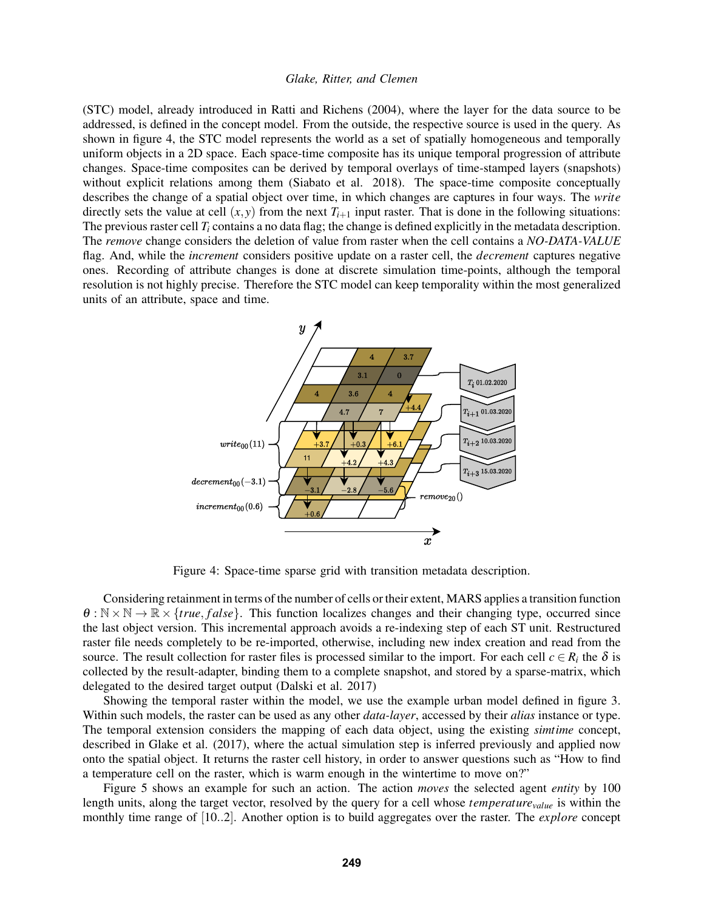(STC) model, already introduced in Ratti and Richens (2004), where the layer for the data source to be addressed, is defined in the concept model. From the outside, the respective source is used in the query. As shown in figure 4, the STC model represents the world as a set of spatially homogeneous and temporally uniform objects in a 2D space. Each space-time composite has its unique temporal progression of attribute changes. Space-time composites can be derived by temporal overlays of time-stamped layers (snapshots) without explicit relations among them (Siabato et al. 2018). The space-time composite conceptually describes the change of a spatial object over time, in which changes are captures in four ways. The *write* directly sets the value at cell $(x, y)$ from the next $T_{i+1}$ input raster. That is done in the following situations: The previous raster cell $T_i$ contains a no data flag; the change is defined explicitly in the metadata description. The *remove* change considers the deletion of value from raster when the cell contains a *NO-DATA-VALUE* flag. And, while the *increment* considers positive update on a raster cell, the *decrement* captures negative ones. Recording of attribute changes is done at discrete simulation time-points, although the temporal resolution is not highly precise. Therefore the STC model can keep temporality within the most generalized units of an attribute, space and time.

y
4
3.7
3.1
0
4
3.6
4
4.7
7
+4.4
$T_i$ 01.02.2020
$T_{i+1}$ 01.03.2020
$T_{i+2}$ 10.03.2020
$T_{i+3}$ 15.03.2020
$write_{00}(11)$
+3.7
+0.3
+6.1
11
+4.2
+4.3
$decrement_{00}(-3.1)$
−3.1
−2.8
−5.6
$remove_{20}()$
$increment_{00}(0.6)$
+0.6
x

Figure 4: Space-time sparse grid with transition metadata description.

Considering retainment in terms of the number of cells or their extent, MARS applies a transition function $\theta : \mathbb{N} \times \mathbb{N} \rightarrow \mathbb{R} \times \{true, false\}$. This function localizes changes and their changing type, occurred since the last object version. This incremental approach avoids a re-indexing step of each ST unit. Restructured raster file needs completely to be re-imported, otherwise, including new index creation and read from the source. The result collection for raster files is processed similar to the import. For each cell $c \in R_i$ the $\delta$ is collected by the result-adapter, binding them to a complete snapshot, and stored by a sparse-matrix, which delegated to the desired target output (Dalski et al. 2017)

Showing the temporal raster within the model, we use the example urban model defined in figure 3. Within such models, the raster can be used as any other *data-layer*, accessed by their *alias* instance or type. The temporal extension considers the mapping of each data object, using the existing *simtime* concept, described in Glake et al. (2017), where the actual simulation step is inferred previously and applied now onto the spatial object. It returns the raster cell history, in order to answer questions such as "How to find a temperature cell on the raster, which is warm enough in the wintertime to move on?"

Figure 5 shows an example for such an action. The action *moves* the selected agent *entity* by 100 length units, along the target vector, resolved by the query for a cell whose $temperature_{value}$ is within the monthly time range of [10..2]. Another option is to build aggregates over the raster. The *explore* concept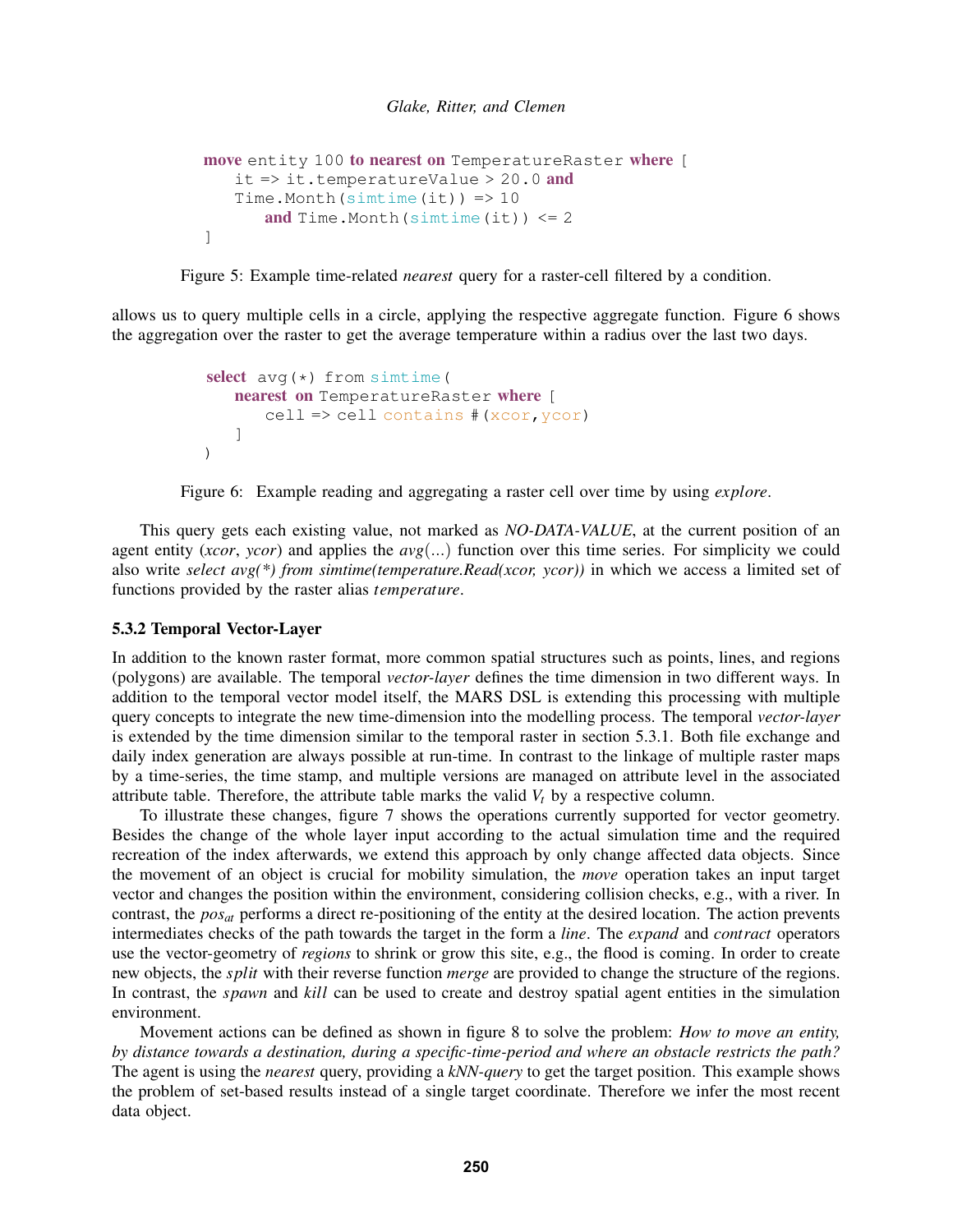```
move entity 100 to nearest on TemperatureRaster where [
    it => it.temperatureValue > 20.0 and
    Time.Month(simtime(it)) => 10
        and Time.Month(simtime(it)) <= 2
]
```

Figure 5: Example time-related *nearest* query for a raster-cell filtered by a condition.

allows us to query multiple cells in a circle, applying the respective aggregate function. Figure 6 shows the aggregation over the raster to get the average temperature within a radius over the last two days.

```
select avg(*) from simtime(
    nearest on TemperatureRaster where [
        cell => cell contains #(xcor,ycor)
    ]
)
```

Figure 6: Example reading and aggregating a raster cell over time by using *explore*.

This query gets each existing value, not marked as *NO-DATA-VALUE*, at the current position of an agent entity (*xcor*, *ycor*) and applies the *avg*(...) function over this time series. For simplicity we could also write *select avg(*) from simtime(temperature.Read(xcor, ycor))* in which we access a limited set of functions provided by the raster alias *temperature*.

### 5.3.2 Temporal Vector-Layer

In addition to the known raster format, more common spatial structures such as points, lines, and regions (polygons) are available. The temporal *vector-layer* defines the time dimension in two different ways. In addition to the temporal vector model itself, the MARS DSL is extending this processing with multiple query concepts to integrate the new time-dimension into the modelling process. The temporal *vector-layer* is extended by the time dimension similar to the temporal raster in section 5.3.1. Both file exchange and daily index generation are always possible at run-time. In contrast to the linkage of multiple raster maps by a time-series, the time stamp, and multiple versions are managed on attribute level in the associated attribute table. Therefore, the attribute table marks the valid $V_t$ by a respective column.

To illustrate these changes, figure 7 shows the operations currently supported for vector geometry. Besides the change of the whole layer input according to the actual simulation time and the required recreation of the index afterwards, we extend this approach by only change affected data objects. Since the movement of an object is crucial for mobility simulation, the *move* operation takes an input target vector and changes the position within the environment, considering collision checks, e.g., with a river. In contrast, the $pos_{at}$ performs a direct re-positioning of the entity at the desired location. The action prevents intermediates checks of the path towards the target in the form a *line*. The *expand* and *contract* operators use the vector-geometry of *regions* to shrink or grow this site, e.g., the flood is coming. In order to create new objects, the *split* with their reverse function *merge* are provided to change the structure of the regions. In contrast, the *spawn* and *kill* can be used to create and destroy spatial agent entities in the simulation environment.

Movement actions can be defined as shown in figure 8 to solve the problem: *How to move an entity, by distance towards a destination, during a specific-time-period and where an obstacle restricts the path?* The agent is using the *nearest* query, providing a *kNN-query* to get the target position. This example shows the problem of set-based results instead of a single target coordinate. Therefore we infer the most recent data object.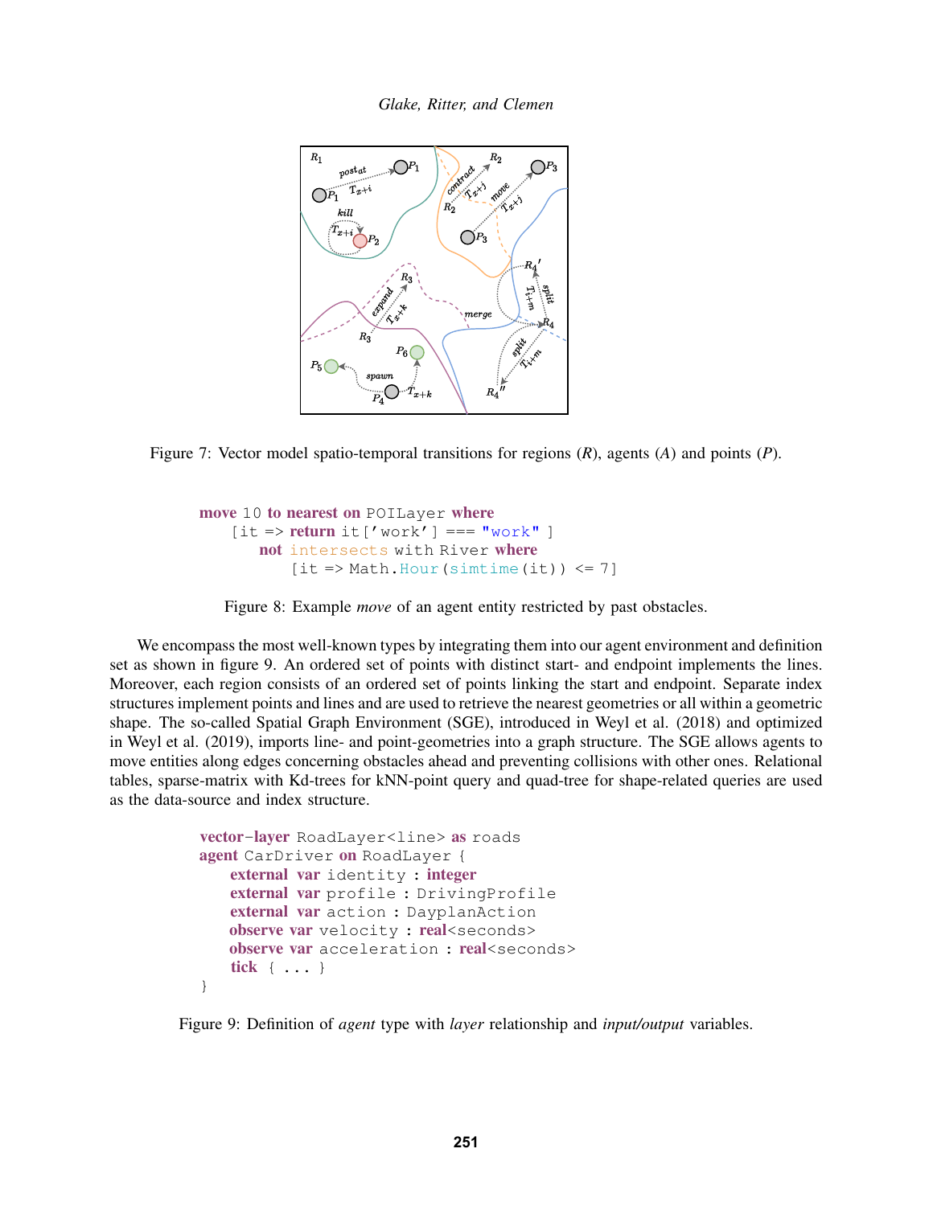$R_1$
post at
$P_1$
$P_1$
$T_{x+i}$
kill
$T_{x+i}$
$P_2$
contract
$R_2$
$T_{x+j}$
$R_2$
move
$P_3$
$T_{x+j}$
$P_3$
$R_4{}'$
$T_{i+m}$
split
$R_3$
expand
$T_{x+k}$
$R_3$
merge
$R_4$
split
$T_{i+m}$
$P_6$
$P_5$
spawn
$P_4$
$T_{x+k}$
$R_4{}''$

Figure 7: Vector model spatio-temporal transitions for regions (*R*), agents (*A*) and points (*P*).

```
move 10 to nearest on POILayer where
    [it => return it['work'] === "work" ]
        not intersects with River where
            [it => Math.Hour(simtime(it)) <= 7]
```

Figure 8: Example *move* of an agent entity restricted by past obstacles.

We encompass the most well-known types by integrating them into our agent environment and definition set as shown in figure 9. An ordered set of points with distinct start- and endpoint implements the lines. Moreover, each region consists of an ordered set of points linking the start and endpoint. Separate index structures implement points and lines and are used to retrieve the nearest geometries or all within a geometric shape. The so-called Spatial Graph Environment (SGE), introduced in Weyl et al. (2018) and optimized in Weyl et al. (2019), imports line- and point-geometries into a graph structure. The SGE allows agents to move entities along edges concerning obstacles ahead and preventing collisions with other ones. Relational tables, sparse-matrix with Kd-trees for kNN-point query and quad-tree for shape-related queries are used as the data-source and index structure.

```
vector-layer RoadLayer<line> as roads
agent CarDriver on RoadLayer {
    external var identity : integer
    external var profile : DrivingProfile
    external var action : DayplanAction
    observe var velocity : real<seconds>
    observe var acceleration : real<seconds>
    tick { ... }
}
```

Figure 9: Definition of *agent* type with *layer* relationship and *input/output* variables.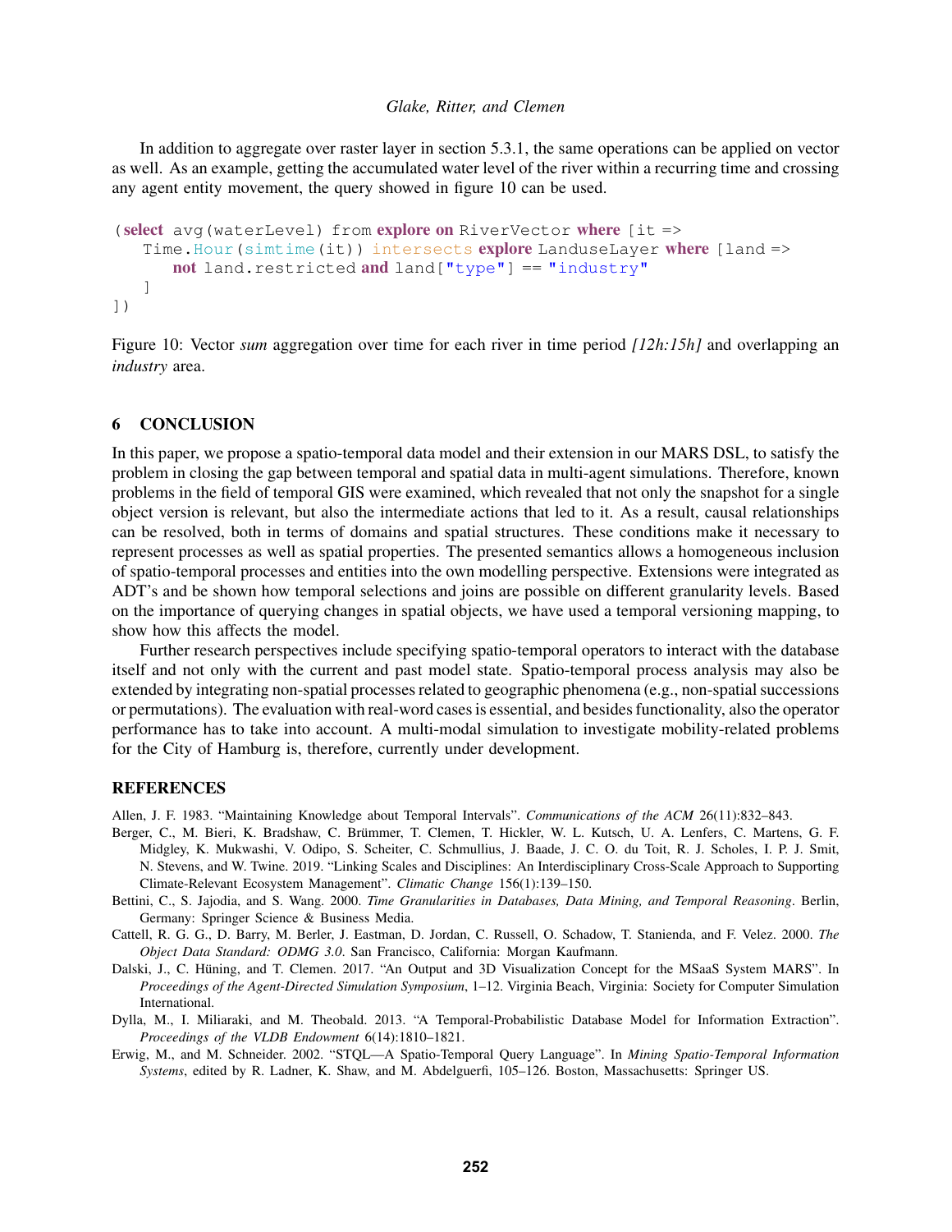In addition to aggregate over raster layer in section 5.3.1, the same operations can be applied on vector as well. As an example, getting the accumulated water level of the river within a recurring time and crossing any agent entity movement, the query showed in figure 10 can be used.

```
(select avg(waterLevel) from explore on RiverVector where [it =>
    Time.Hour(simtime(it)) intersects explore LanduseLayer where [land =>
        not land.restricted and land["type"] == "industry"
    ]
])
```

Figure 10: Vector *sum* aggregation over time for each river in time period *[12h:15h]* and overlapping an *industry* area.

## 6 CONCLUSION

In this paper, we propose a spatio-temporal data model and their extension in our MARS DSL, to satisfy the problem in closing the gap between temporal and spatial data in multi-agent simulations. Therefore, known problems in the field of temporal GIS were examined, which revealed that not only the snapshot for a single object version is relevant, but also the intermediate actions that led to it. As a result, causal relationships can be resolved, both in terms of domains and spatial structures. These conditions make it necessary to represent processes as well as spatial properties. The presented semantics allows a homogeneous inclusion of spatio-temporal processes and entities into the own modelling perspective. Extensions were integrated as ADT's and be shown how temporal selections and joins are possible on different granularity levels. Based on the importance of querying changes in spatial objects, we have used a temporal versioning mapping, to show how this affects the model.

Further research perspectives include specifying spatio-temporal operators to interact with the database itself and not only with the current and past model state. Spatio-temporal process analysis may also be extended by integrating non-spatial processes related to geographic phenomena (e.g., non-spatial successions or permutations). The evaluation with real-word cases is essential, and besides functionality, also the operator performance has to take into account. A multi-modal simulation to investigate mobility-related problems for the City of Hamburg is, therefore, currently under development.

## REFERENCES

Allen, J. F. 1983. "Maintaining Knowledge about Temporal Intervals". *Communications of the ACM* 26(11):832–843.

Berger, C., M. Bieri, K. Bradshaw, C. Brümmer, T. Clemen, T. Hickler, W. L. Kutsch, U. A. Lenfers, C. Martens, G. F. Midgley, K. Mukwashi, V. Odipo, S. Scheiter, C. Schmullius, J. Baade, J. C. O. du Toit, R. J. Scholes, I. P. J. Smit, N. Stevens, and W. Twine. 2019. "Linking Scales and Disciplines: An Interdisciplinary Cross-Scale Approach to Supporting Climate-Relevant Ecosystem Management". *Climatic Change* 156(1):139–150.

Bettini, C., S. Jajodia, and S. Wang. 2000. *Time Granularities in Databases, Data Mining, and Temporal Reasoning*. Berlin, Germany: Springer Science & Business Media.

Cattell, R. G. G., D. Barry, M. Berler, J. Eastman, D. Jordan, C. Russell, O. Schadow, T. Stanienda, and F. Velez. 2000. *The Object Data Standard: ODMG 3.0*. San Francisco, California: Morgan Kaufmann.

Dalski, J., C. Hüning, and T. Clemen. 2017. "An Output and 3D Visualization Concept for the MSaaS System MARS". In *Proceedings of the Agent-Directed Simulation Symposium*, 1–12. Virginia Beach, Virginia: Society for Computer Simulation International.

Dylla, M., I. Miliaraki, and M. Theobald. 2013. "A Temporal-Probabilistic Database Model for Information Extraction". *Proceedings of the VLDB Endowment* 6(14):1810–1821.

Erwig, M., and M. Schneider. 2002. "STQL—A Spatio-Temporal Query Language". In *Mining Spatio-Temporal Information Systems*, edited by R. Ladner, K. Shaw, and M. Abdelguerfi, 105–126. Boston, Massachusetts: Springer US.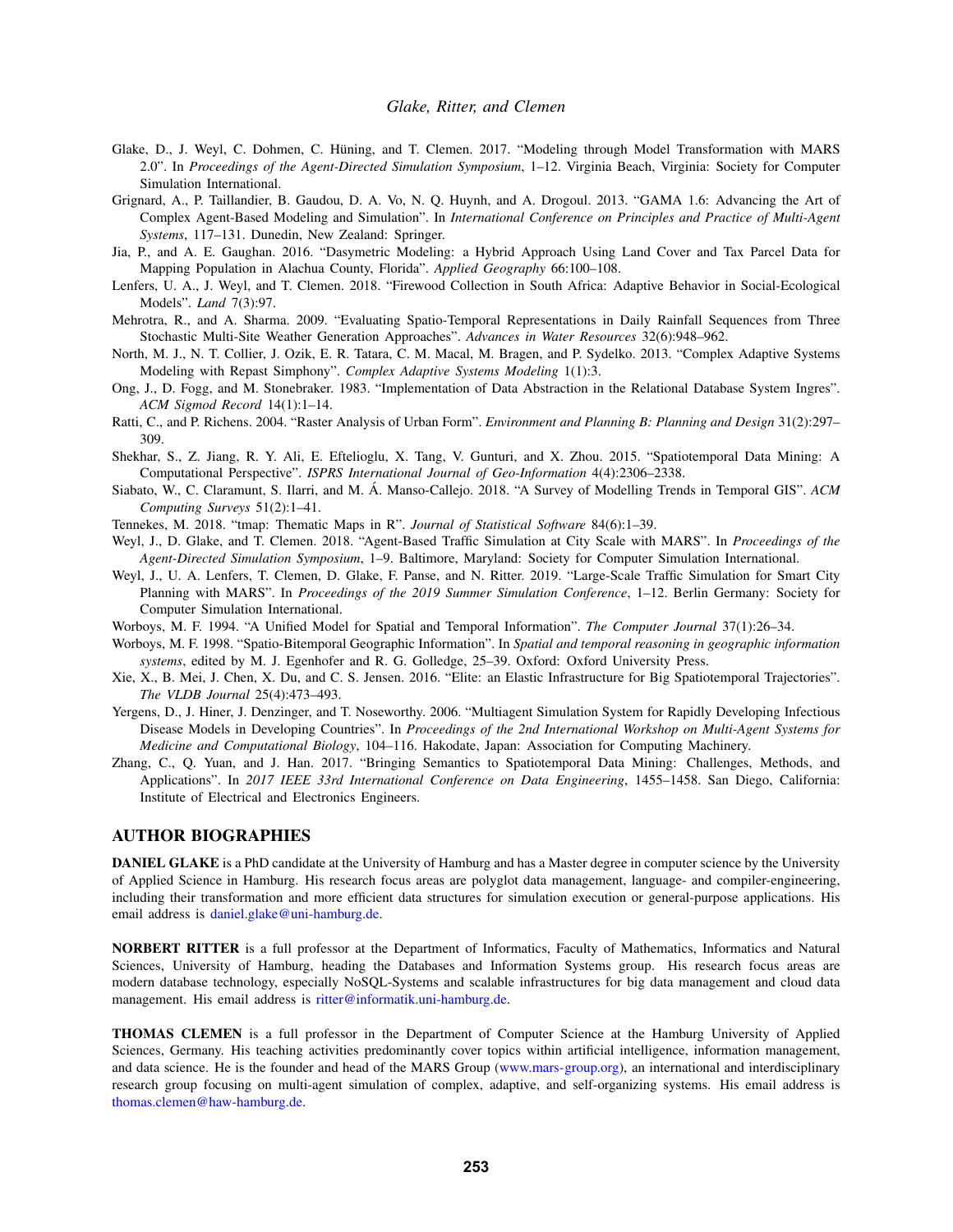Glake, D., J. Weyl, C. Dohmen, C. Hüning, and T. Clemen. 2017. "Modeling through Model Transformation with MARS 2.0". In *Proceedings of the Agent-Directed Simulation Symposium*, 1–12. Virginia Beach, Virginia: Society for Computer Simulation International.

Grignard, A., P. Taillandier, B. Gaudou, D. A. Vo, N. Q. Huynh, and A. Drogoul. 2013. "GAMA 1.6: Advancing the Art of Complex Agent-Based Modeling and Simulation". In *International Conference on Principles and Practice of Multi-Agent Systems*, 117–131. Dunedin, New Zealand: Springer.

Jia, P., and A. E. Gaughan. 2016. "Dasymetric Modeling: a Hybrid Approach Using Land Cover and Tax Parcel Data for Mapping Population in Alachua County, Florida". *Applied Geography* 66:100–108.

Lenfers, U. A., J. Weyl, and T. Clemen. 2018. "Firewood Collection in South Africa: Adaptive Behavior in Social-Ecological Models". *Land* 7(3):97.

Mehrotra, R., and A. Sharma. 2009. "Evaluating Spatio-Temporal Representations in Daily Rainfall Sequences from Three Stochastic Multi-Site Weather Generation Approaches". *Advances in Water Resources* 32(6):948–962.

North, M. J., N. T. Collier, J. Ozik, E. R. Tatara, C. M. Macal, M. Bragen, and P. Sydelko. 2013. "Complex Adaptive Systems Modeling with Repast Simphony". *Complex Adaptive Systems Modeling* 1(1):3.

Ong, J., D. Fogg, and M. Stonebraker. 1983. "Implementation of Data Abstraction in the Relational Database System Ingres". *ACM Sigmod Record* 14(1):1–14.

Ratti, C., and P. Richens. 2004. "Raster Analysis of Urban Form". *Environment and Planning B: Planning and Design* 31(2):297–309.

Shekhar, S., Z. Jiang, R. Y. Ali, E. Eftelioglu, X. Tang, V. Gunturi, and X. Zhou. 2015. "Spatiotemporal Data Mining: A Computational Perspective". *ISPRS International Journal of Geo-Information* 4(4):2306–2338.

Siabato, W., C. Claramunt, S. Ilarri, and M. Á. Manso-Callejo. 2018. "A Survey of Modelling Trends in Temporal GIS". *ACM Computing Surveys* 51(2):1–41.

Tennekes, M. 2018. "tmap: Thematic Maps in R". *Journal of Statistical Software* 84(6):1–39.

Weyl, J., D. Glake, and T. Clemen. 2018. "Agent-Based Traffic Simulation at City Scale with MARS". In *Proceedings of the Agent-Directed Simulation Symposium*, 1–9. Baltimore, Maryland: Society for Computer Simulation International.

Weyl, J., U. A. Lenfers, T. Clemen, D. Glake, F. Panse, and N. Ritter. 2019. "Large-Scale Traffic Simulation for Smart City Planning with MARS". In *Proceedings of the 2019 Summer Simulation Conference*, 1–12. Berlin Germany: Society for Computer Simulation International.

Worboys, M. F. 1994. "A Unified Model for Spatial and Temporal Information". *The Computer Journal* 37(1):26–34.

Worboys, M. F. 1998. "Spatio-Bitemporal Geographic Information". In *Spatial and temporal reasoning in geographic information systems*, edited by M. J. Egenhofer and R. G. Golledge, 25–39. Oxford: Oxford University Press.

Xie, X., B. Mei, J. Chen, X. Du, and C. S. Jensen. 2016. "Elite: an Elastic Infrastructure for Big Spatiotemporal Trajectories". *The VLDB Journal* 25(4):473–493.

Yergens, D., J. Hiner, J. Denzinger, and T. Noseworthy. 2006. "Multiagent Simulation System for Rapidly Developing Infectious Disease Models in Developing Countries". In *Proceedings of the 2nd International Workshop on Multi-Agent Systems for Medicine and Computational Biology*, 104–116. Hakodate, Japan: Association for Computing Machinery.

Zhang, C., Q. Yuan, and J. Han. 2017. "Bringing Semantics to Spatiotemporal Data Mining: Challenges, Methods, and Applications". In *2017 IEEE 33rd International Conference on Data Engineering*, 1455–1458. San Diego, California: Institute of Electrical and Electronics Engineers.

## AUTHOR BIOGRAPHIES

**DANIEL GLAKE** is a PhD candidate at the University of Hamburg and has a Master degree in computer science by the University of Applied Science in Hamburg. His research focus areas are polyglot data management, language- and compiler-engineering, including their transformation and more efficient data structures for simulation execution or general-purpose applications. His email address is daniel.glake@uni-hamburg.de.

**NORBERT RITTER** is a full professor at the Department of Informatics, Faculty of Mathematics, Informatics and Natural Sciences, University of Hamburg, heading the Databases and Information Systems group. His research focus areas are modern database technology, especially NoSQL-Systems and scalable infrastructures for big data management and cloud data management. His email address is ritter@informatik.uni-hamburg.de.

**THOMAS CLEMEN** is a full professor in the Department of Computer Science at the Hamburg University of Applied Sciences, Germany. His teaching activities predominantly cover topics within artificial intelligence, information management, and data science. He is the founder and head of the MARS Group (www.mars-group.org), an international and interdisciplinary research group focusing on multi-agent simulation of complex, adaptive, and self-organizing systems. His email address is thomas.clemen@haw-hamburg.de.